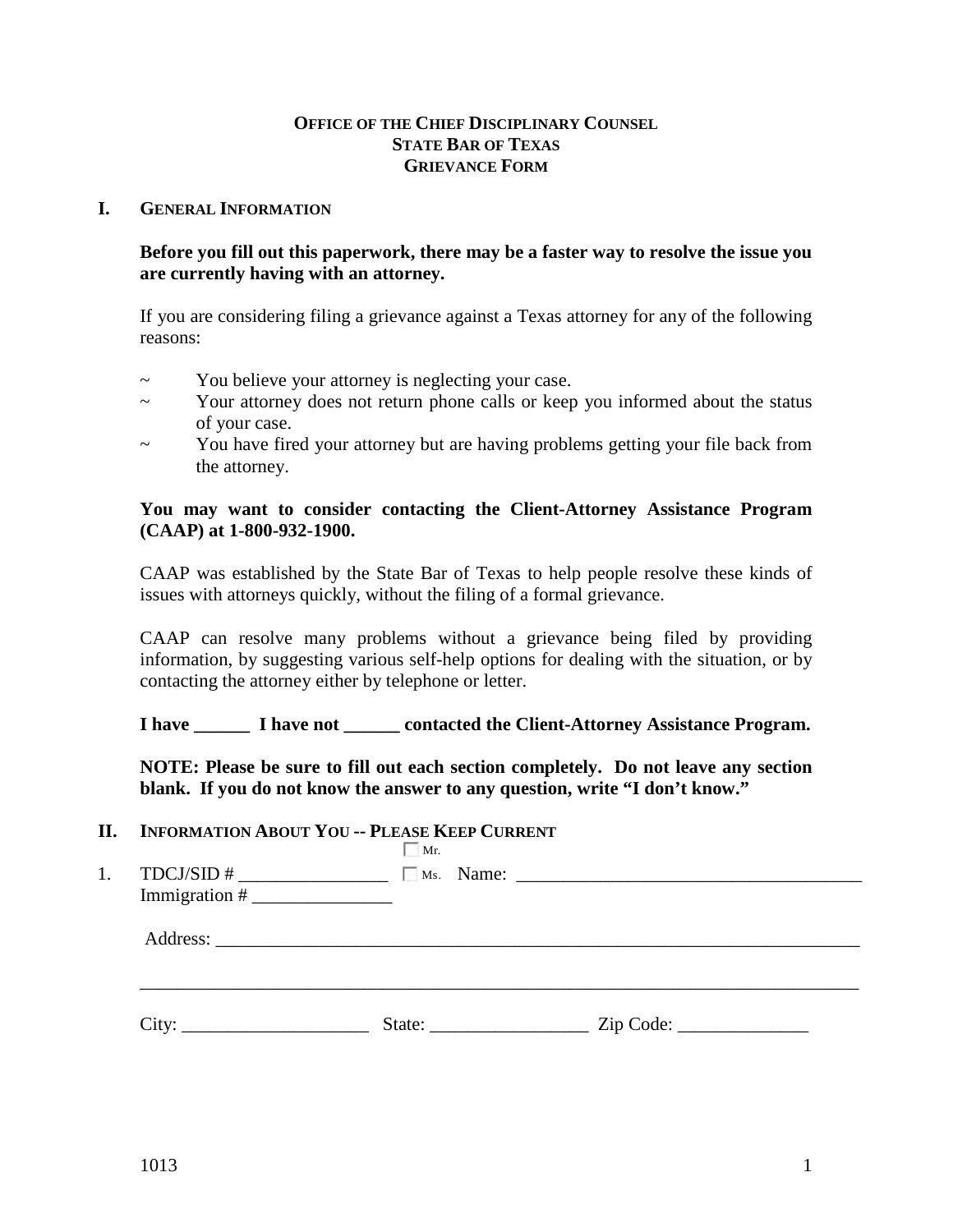# OFFICE OF THE CHIEF DISCIPLINARY COUNSEL
# STATE BAR OF TEXAS
# GRIEVANCE FORM

## I. GENERAL INFORMATION

**Before you fill out this paperwork, there may be a faster way to resolve the issue you are currently having with an attorney.**

If you are considering filing a grievance against a Texas attorney for any of the following reasons:

~ You believe your attorney is neglecting your case.

~ Your attorney does not return phone calls or keep you informed about the status of your case.

~ You have fired your attorney but are having problems getting your file back from the attorney.

**You may want to consider contacting the Client-Attorney Assistance Program (CAAP) at 1-800-932-1900.**

CAAP was established by the State Bar of Texas to help people resolve these kinds of issues with attorneys quickly, without the filing of a formal grievance.

CAAP can resolve many problems without a grievance being filed by providing information, by suggesting various self-help options for dealing with the situation, or by contacting the attorney either by telephone or letter.

**I have ______ I have not ______ contacted the Client-Attorney Assistance Program.**

**NOTE: Please be sure to fill out each section completely. Do not leave any section blank. If you do not know the answer to any question, write "I don't know."**

## II. INFORMATION ABOUT YOU -- PLEASE KEEP CURRENT

1. TDCJ/SID # ________________ ☐ Mr. ☐ Ms. Name: ____________________________________

   Immigration # _______________

   Address: ______________________________________________________________________

   ______________________________________________________________________________

   City: ____________________ State: _________________ Zip Code: ______________

1013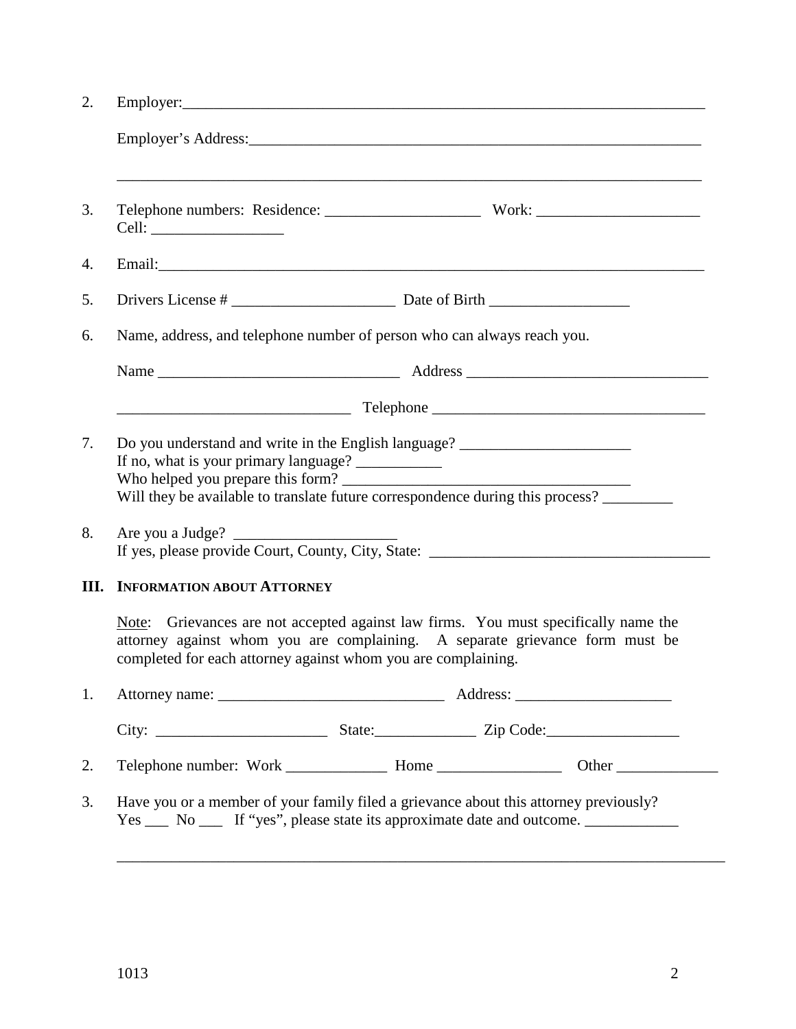2. Employer:_______________________________________________________________________

   Employer's Address:_________________________________________________________

   ___________________________________________________________________________

3. Telephone numbers: Residence: ____________________ Work: _____________________
   Cell: _________________

4. Email:__________________________________________________________________________

5. Drivers License # _____________________ Date of Birth __________________

6. Name, address, and telephone number of person who can always reach you.

   Name _______________________________ Address _______________________________

   ______________________________ Telephone ___________________________________

7. Do you understand and write in the English language? ______________________
   If no, what is your primary language? ___________
   Who helped you prepare this form? _____________________________________
   Will they be available to translate future correspondence during this process? _________

8. Are you a Judge? _____________________
   If yes, please provide Court, County, City, State: ____________________________________

## III. Information about Attorney

Note: Grievances are not accepted against law firms. You must specifically name the attorney against whom you are complaining. A separate grievance form must be completed for each attorney against whom you are complaining.

1. Attorney name: _____________________________ Address: ____________________

   City: ______________________ State:_____________ Zip Code:_________________

2. Telephone number: Work _____________ Home ________________ Other _____________

3. Have you or a member of your family filed a grievance about this attorney previously?
   Yes ___ No ___ If "yes", please state its approximate date and outcome. ____________

   ___________________________________________________________________________

1013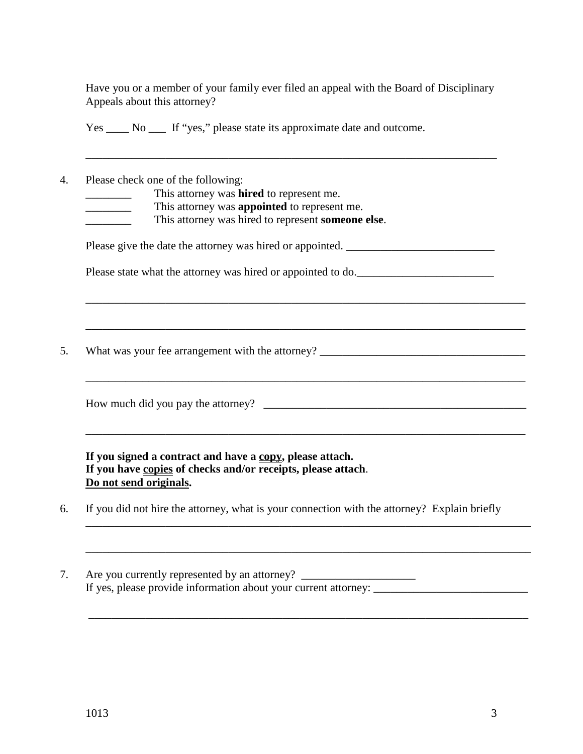Have you or a member of your family ever filed an appeal with the Board of Disciplinary Appeals about this attorney?

Yes ____ No ___ If "yes," please state its approximate date and outcome.

__________________________________________________________________________

4. Please check one of the following:

   ________ This attorney was **hired** to represent me.

   ________ This attorney was **appointed** to represent me.

   ________ This attorney was hired to represent **someone else**.

   Please give the date the attorney was hired or appointed. __________________________

   Please state what the attorney was hired or appointed to do.________________________

   ______________________________________________________________________________

   ______________________________________________________________________________

5. What was your fee arrangement with the attorney? ____________________________________

   ______________________________________________________________________________

   How much did you pay the attorney? ______________________________________________

   ______________________________________________________________________________

   **If you signed a contract and have a <u>copy</u>, please attach.**
   **If you have <u>copies</u> of checks and/or receipts, please attach**.
   **<u>Do not send originals</u>.**

6. If you did not hire the attorney, what is your connection with the attorney? Explain briefly

   ______________________________________________________________________________

   ______________________________________________________________________________

7. Are you currently represented by an attorney? ____________________
   If yes, please provide information about your current attorney: ___________________________

   ______________________________________________________________________________

1013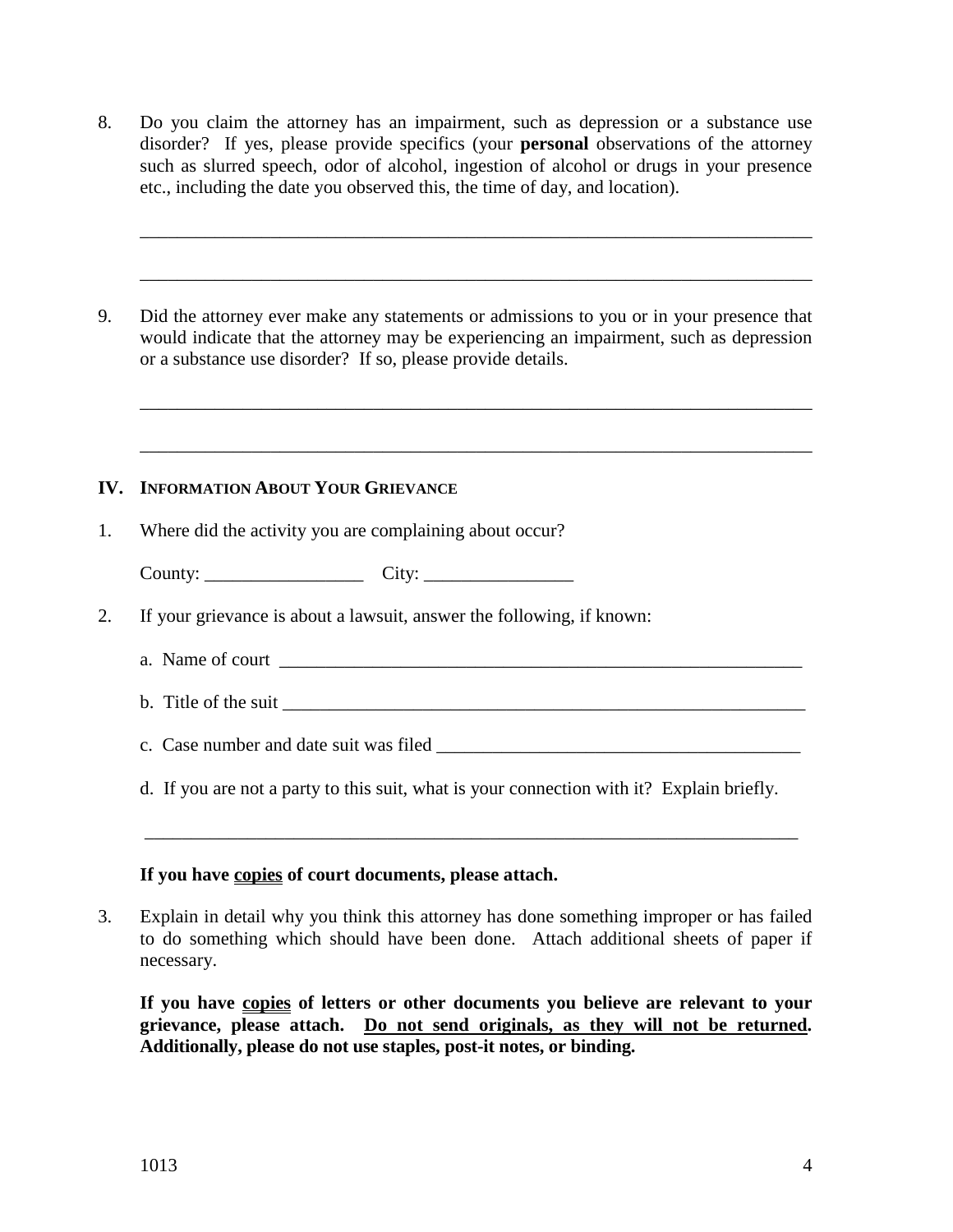8. Do you claim the attorney has an impairment, such as depression or a substance use disorder? If yes, please provide specifics (your **personal** observations of the attorney such as slurred speech, odor of alcohol, ingestion of alcohol or drugs in your presence etc., including the date you observed this, the time of day, and location).

   ___________________________________________________________________________

   ___________________________________________________________________________

9. Did the attorney ever make any statements or admissions to you or in your presence that would indicate that the attorney may be experiencing an impairment, such as depression or a substance use disorder? If so, please provide details.

   ___________________________________________________________________________

   ___________________________________________________________________________

## IV. INFORMATION ABOUT YOUR GRIEVANCE

1. Where did the activity you are complaining about occur?

   County: _________________ City: ________________

2. If your grievance is about a lawsuit, answer the following, if known:

   a. Name of court ___________________________________________________________

   b. Title of the suit __________________________________________________________

   c. Case number and date suit was filed _______________________________________

   d. If you are not a party to this suit, what is your connection with it? Explain briefly.

   ________________________________________________________________________

   **If you have <u>copies</u> of court documents, please attach.**

3. Explain in detail why you think this attorney has done something improper or has failed to do something which should have been done. Attach additional sheets of paper if necessary.

   **If you have <u>copies</u> of letters or other documents you believe are relevant to your grievance, please attach. <u>Do not send originals, as they will not be returned</u>. Additionally, please do not use staples, post-it notes, or binding.**

1013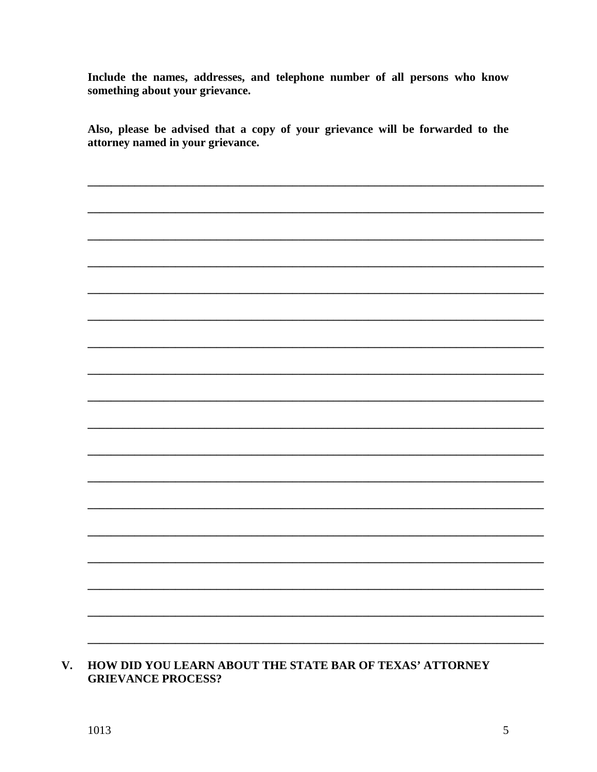**Include the names, addresses, and telephone number of all persons who know something about your grievance.**

**Also, please be advised that a copy of your grievance will be forwarded to the attorney named in your grievance.**

______________________________________________________________________________

______________________________________________________________________________

______________________________________________________________________________

______________________________________________________________________________

______________________________________________________________________________

______________________________________________________________________________

______________________________________________________________________________

______________________________________________________________________________

______________________________________________________________________________

______________________________________________________________________________

______________________________________________________________________________

______________________________________________________________________________

______________________________________________________________________________

______________________________________________________________________________

______________________________________________________________________________

______________________________________________________________________________

______________________________________________________________________________

______________________________________________________________________________

## V. HOW DID YOU LEARN ABOUT THE STATE BAR OF TEXAS' ATTORNEY GRIEVANCE PROCESS?

1013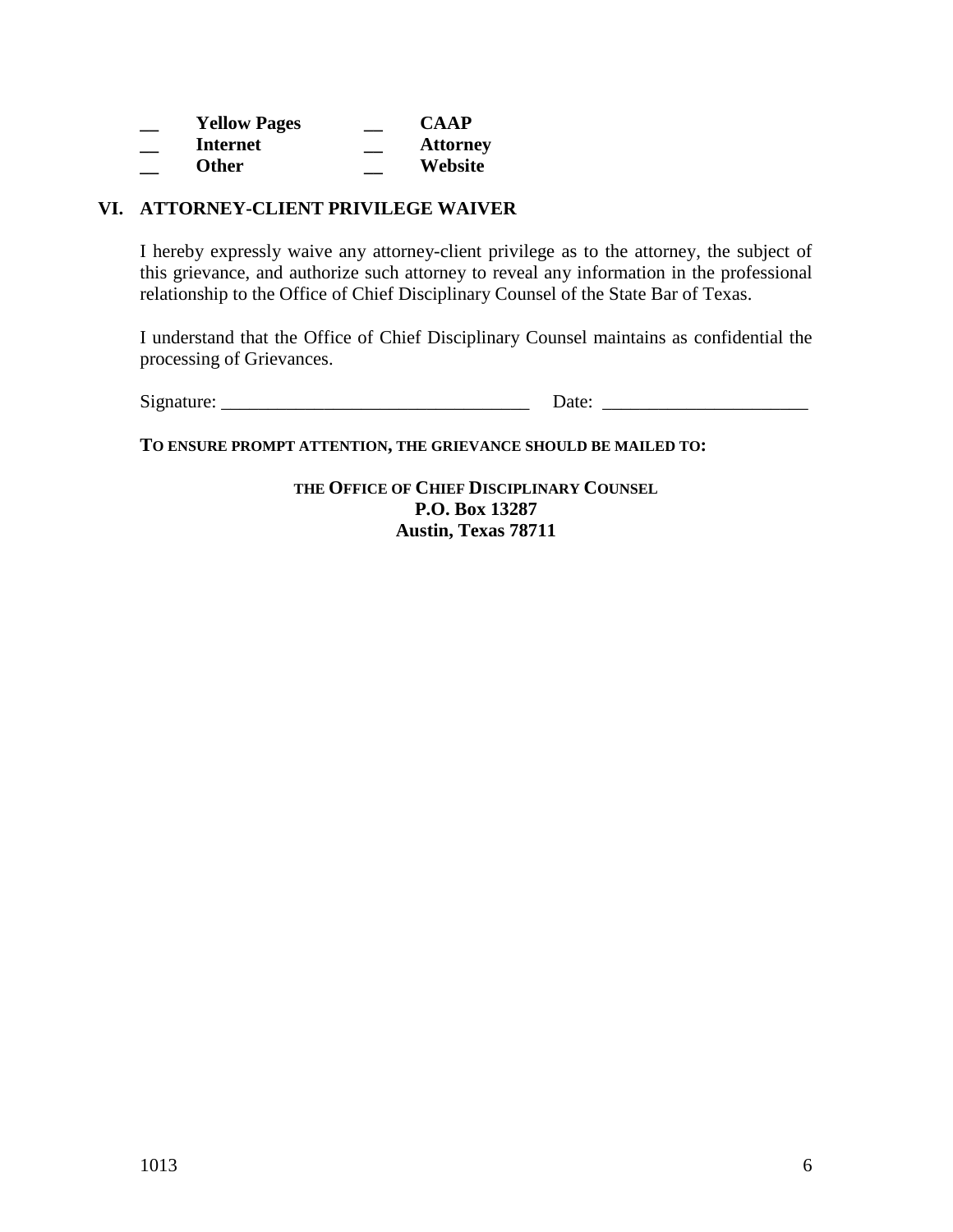| | | | |
|---|---|---|---|
| __ | **Yellow Pages** | __ | **CAAP** |
| __ | **Internet** | __ | **Attorney** |
| __ | **Other** | __ | **Website** |

## VI. ATTORNEY-CLIENT PRIVILEGE WAIVER

I hereby expressly waive any attorney-client privilege as to the attorney, the subject of this grievance, and authorize such attorney to reveal any information in the professional relationship to the Office of Chief Disciplinary Counsel of the State Bar of Texas.

I understand that the Office of Chief Disciplinary Counsel maintains as confidential the processing of Grievances.

Signature: _________________________________ Date: ______________________

**TO ENSURE PROMPT ATTENTION, THE GRIEVANCE SHOULD BE MAILED TO:**

**THE OFFICE OF CHIEF DISCIPLINARY COUNSEL**
**P.O. Box 13287**
**Austin, Texas 78711**

1013